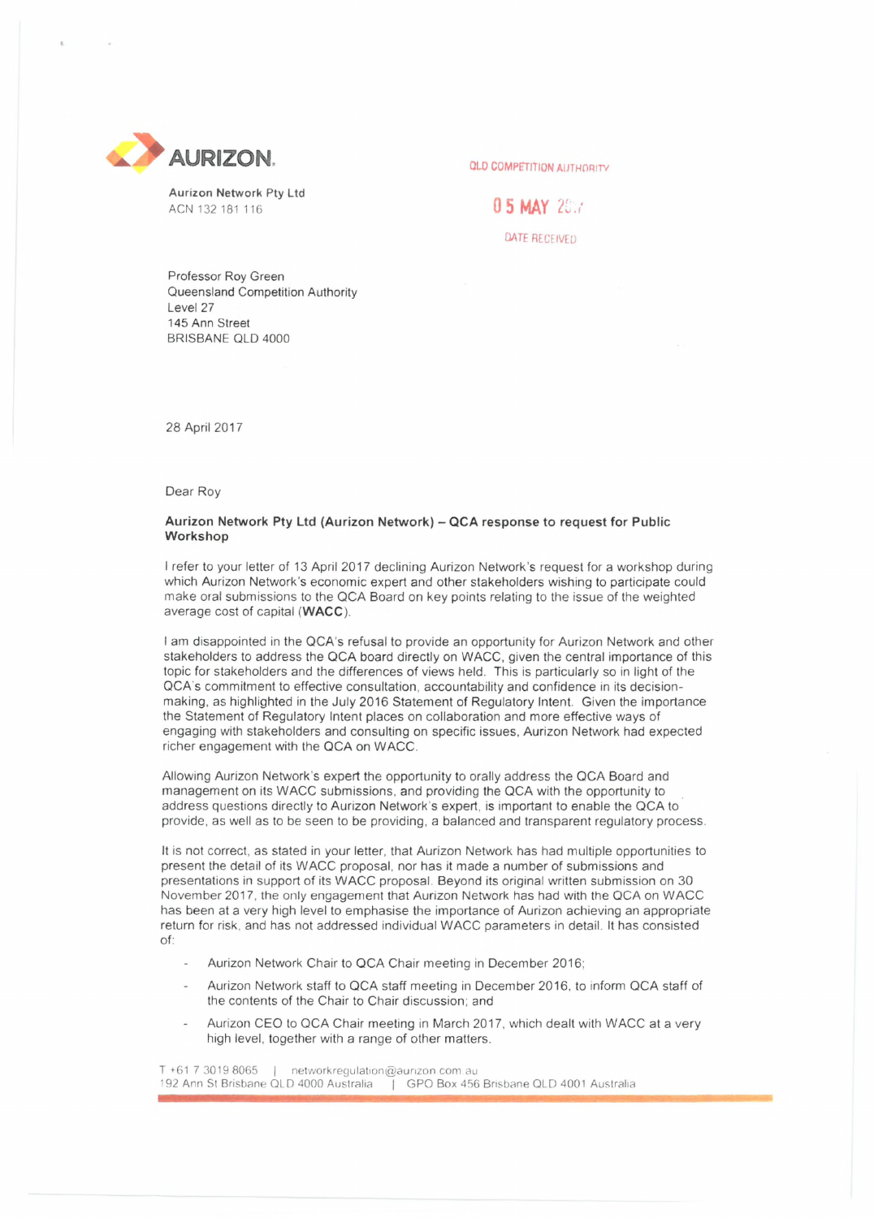**AURIZON**

Aurizon Network Pty Ltd
ACN 132 181 116

QLD COMPETITION AUTHORITY
05 MAY 2017
DATE RECEIVED

Professor Roy Green
Queensland Competition Authority
Level 27
145 Ann Street
BRISBANE QLD 4000

28 April 2017

Dear Roy

**Aurizon Network Pty Ltd (Aurizon Network) – QCA response to request for Public Workshop**

I refer to your letter of 13 April 2017 declining Aurizon Network's request for a workshop during which Aurizon Network's economic expert and other stakeholders wishing to participate could make oral submissions to the QCA Board on key points relating to the issue of the weighted average cost of capital (**WACC**).

I am disappointed in the QCA's refusal to provide an opportunity for Aurizon Network and other stakeholders to address the QCA board directly on WACC, given the central importance of this topic for stakeholders and the differences of views held. This is particularly so in light of the QCA's commitment to effective consultation, accountability and confidence in its decision-making, as highlighted in the July 2016 Statement of Regulatory Intent. Given the importance the Statement of Regulatory Intent places on collaboration and more effective ways of engaging with stakeholders and consulting on specific issues, Aurizon Network had expected richer engagement with the QCA on WACC.

Allowing Aurizon Network's expert the opportunity to orally address the QCA Board and management on its WACC submissions, and providing the QCA with the opportunity to address questions directly to Aurizon Network's expert, is important to enable the QCA to provide, as well as to be seen to be providing, a balanced and transparent regulatory process.

It is not correct, as stated in your letter, that Aurizon Network has had multiple opportunities to present the detail of its WACC proposal, nor has it made a number of submissions and presentations in support of its WACC proposal. Beyond its original written submission on 30 November 2017, the only engagement that Aurizon Network has had with the QCA on WACC has been at a very high level to emphasise the importance of Aurizon achieving an appropriate return for risk, and has not addressed individual WACC parameters in detail. It has consisted of:

- Aurizon Network Chair to QCA Chair meeting in December 2016;
- Aurizon Network staff to QCA staff meeting in December 2016, to inform QCA staff of the contents of the Chair to Chair discussion; and
- Aurizon CEO to QCA Chair meeting in March 2017, which dealt with WACC at a very high level, together with a range of other matters.

T +61 7 3019 8065 | networkregulation@aurizon.com.au
192 Ann St Brisbane QLD 4000 Australia | GPO Box 456 Brisbane QLD 4001 Australia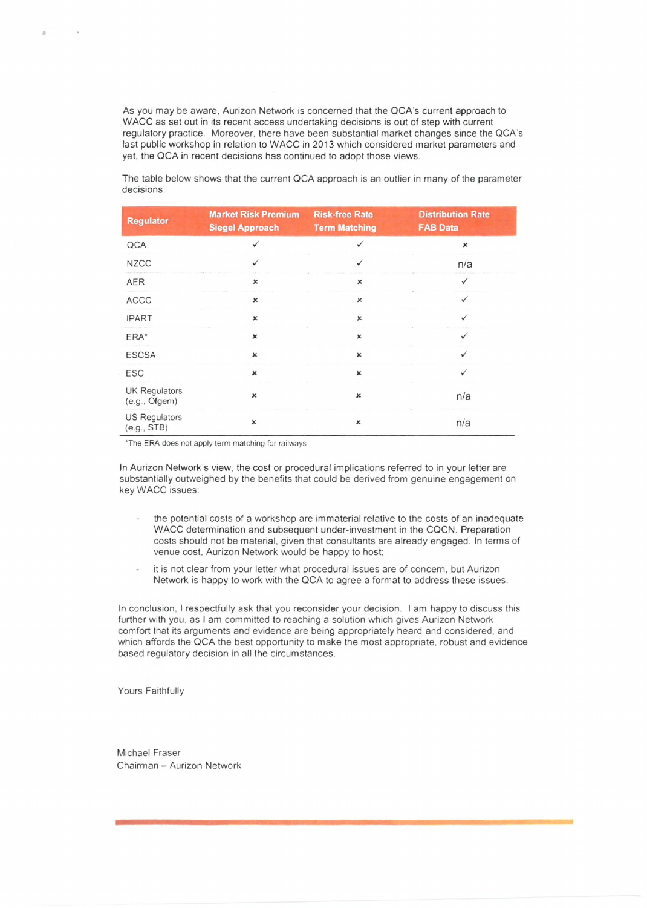As you may be aware, Aurizon Network is concerned that the QCA's current approach to WACC as set out in its recent access undertaking decisions is out of step with current regulatory practice. Moreover, there have been substantial market changes since the QCA's last public workshop in relation to WACC in 2013 which considered market parameters and yet, the QCA in recent decisions has continued to adopt those views.

The table below shows that the current QCA approach is an outlier in many of the parameter decisions.

| Regulator | Market Risk Premium Siegel Approach | Risk-free Rate Term Matching | Distribution Rate FAB Data |
|---|---|---|---|
| QCA | ✓ | ✓ | × |
| NZCC | ✓ | ✓ | n/a |
| AER | × | × | ✓ |
| ACCC | × | × | ✓ |
| IPART | × | × | ✓ |
| ERA* | × | × | ✓ |
| ESCSA | × | × | ✓ |
| ESC | × | × | ✓ |
| UK Regulators (e.g., Ofgem) | × | × | n/a |
| US Regulators (e.g., STB) | × | × | n/a |

*The ERA does not apply term matching for railways

In Aurizon Network's view, the cost or procedural implications referred to in your letter are substantially outweighed by the benefits that could be derived from genuine engagement on key WACC issues:

- the potential costs of a workshop are immaterial relative to the costs of an inadequate WACC determination and subsequent under-investment in the CQCN. Preparation costs should not be material, given that consultants are already engaged. In terms of venue cost, Aurizon Network would be happy to host;
- it is not clear from your letter what procedural issues are of concern, but Aurizon Network is happy to work with the QCA to agree a format to address these issues.

In conclusion, I respectfully ask that you reconsider your decision. I am happy to discuss this further with you, as I am committed to reaching a solution which gives Aurizon Network comfort that its arguments and evidence are being appropriately heard and considered, and which affords the QCA the best opportunity to make the most appropriate, robust and evidence based regulatory decision in all the circumstances.

Yours Faithfully

Michael Fraser
Chairman – Aurizon Network